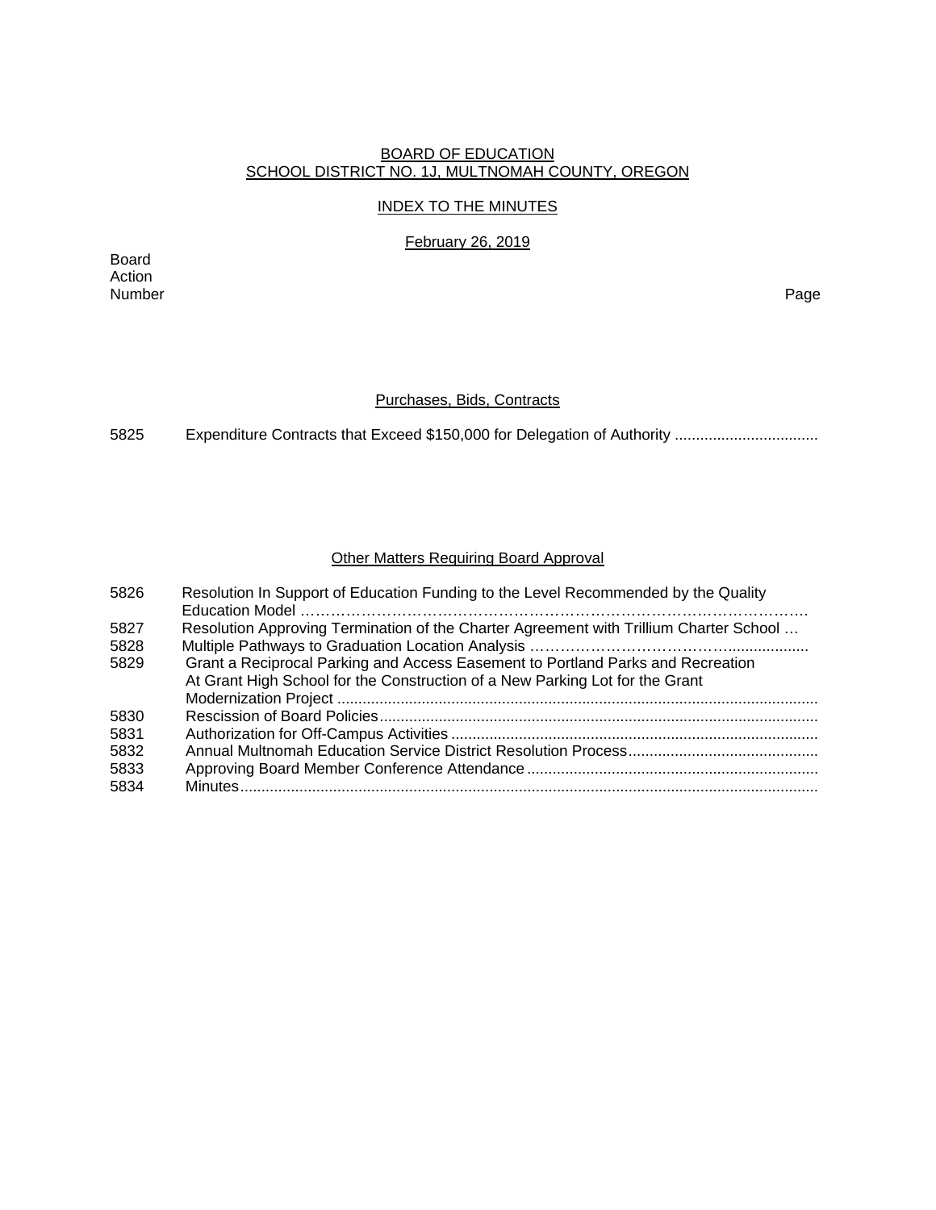BOARD OF EDUCATION
SCHOOL DISTRICT NO. 1J, MULTNOMAH COUNTY, OREGON

INDEX TO THE MINUTES

February 26, 2019

| Board Action Number | | Page |
|---|---|---|

## Purchases, Bids, Contracts

| | | |
|---|---|---|
| 5825 | Expenditure Contracts that Exceed $150,000 for Delegation of Authority | |

## Other Matters Requiring Board Approval

| | | |
|---|---|---|
| 5826 | Resolution In Support of Education Funding to the Level Recommended by the Quality Education Model | |
| 5827 | Resolution Approving Termination of the Charter Agreement with Trillium Charter School | |
| 5828 | Multiple Pathways to Graduation Location Analysis | |
| 5829 | Grant a Reciprocal Parking and Access Easement to Portland Parks and Recreation At Grant High School for the Construction of a New Parking Lot for the Grant Modernization Project | |
| 5830 | Rescission of Board Policies | |
| 5831 | Authorization for Off-Campus Activities | |
| 5832 | Annual Multnomah Education Service District Resolution Process | |
| 5833 | Approving Board Member Conference Attendance | |
| 5834 | Minutes | |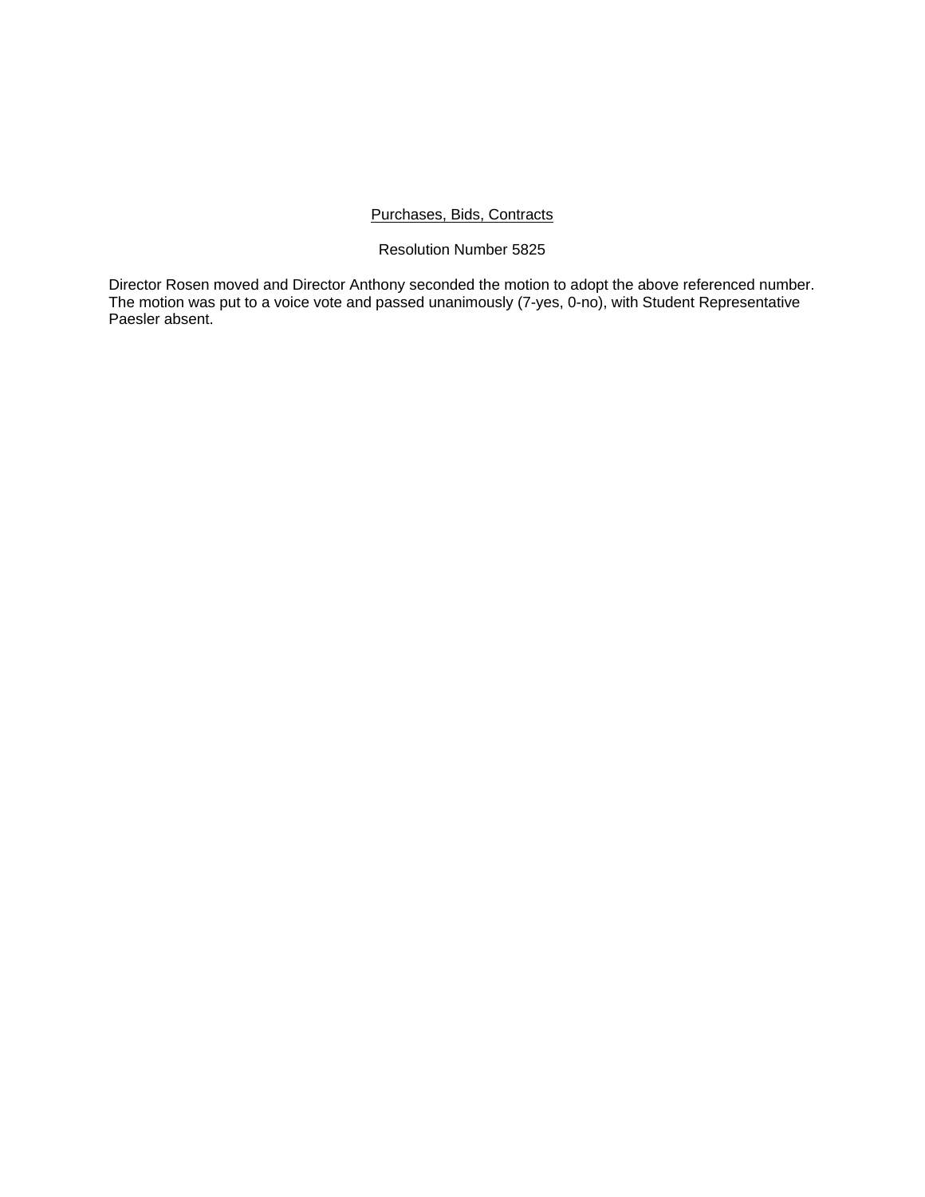Purchases, Bids, Contracts

Resolution Number 5825

Director Rosen moved and Director Anthony seconded the motion to adopt the above referenced number. The motion was put to a voice vote and passed unanimously (7-yes, 0-no), with Student Representative Paesler absent.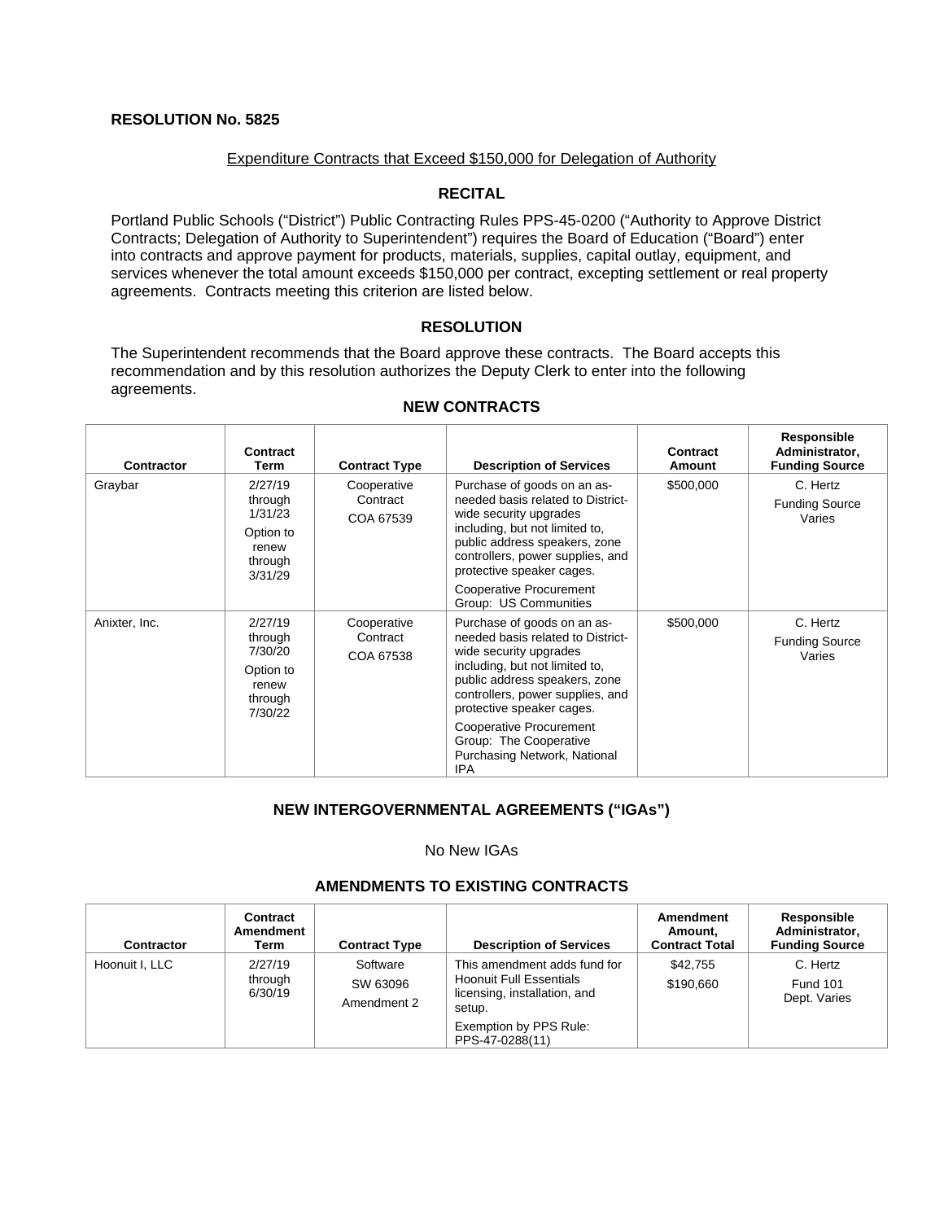**RESOLUTION No. 5825**

Expenditure Contracts that Exceed $150,000 for Delegation of Authority

### RECITAL

Portland Public Schools ("District") Public Contracting Rules PPS-45-0200 ("Authority to Approve District Contracts; Delegation of Authority to Superintendent") requires the Board of Education ("Board") enter into contracts and approve payment for products, materials, supplies, capital outlay, equipment, and services whenever the total amount exceeds $150,000 per contract, excepting settlement or real property agreements. Contracts meeting this criterion are listed below.

### RESOLUTION

The Superintendent recommends that the Board approve these contracts. The Board accepts this recommendation and by this resolution authorizes the Deputy Clerk to enter into the following agreements.

### NEW CONTRACTS

| Contractor | Contract Term | Contract Type | Description of Services | Contract Amount | Responsible Administrator, Funding Source |
|---|---|---|---|---|---|
| Graybar | 2/27/19 through 1/31/23 Option to renew through 3/31/29 | Cooperative Contract COA 67539 | Purchase of goods on an as-needed basis related to District-wide security upgrades including, but not limited to, public address speakers, zone controllers, power supplies, and protective speaker cages. Cooperative Procurement Group: US Communities | $500,000 | C. Hertz Funding Source Varies |
| Anixter, Inc. | 2/27/19 through 7/30/20 Option to renew through 7/30/22 | Cooperative Contract COA 67538 | Purchase of goods on an as-needed basis related to District-wide security upgrades including, but not limited to, public address speakers, zone controllers, power supplies, and protective speaker cages. Cooperative Procurement Group: The Cooperative Purchasing Network, National IPA | $500,000 | C. Hertz Funding Source Varies |

### NEW INTERGOVERNMENTAL AGREEMENTS ("IGAs")

No New IGAs

### AMENDMENTS TO EXISTING CONTRACTS

| Contractor | Contract Amendment Term | Contract Type | Description of Services | Amendment Amount, Contract Total | Responsible Administrator, Funding Source |
|---|---|---|---|---|---|
| Hoonuit I, LLC | 2/27/19 through 6/30/19 | Software SW 63096 Amendment 2 | This amendment adds fund for Hoonuit Full Essentials licensing, installation, and setup. Exemption by PPS Rule: PPS-47-0288(11) | $42,755 $190,660 | C. Hertz Fund 101 Dept. Varies |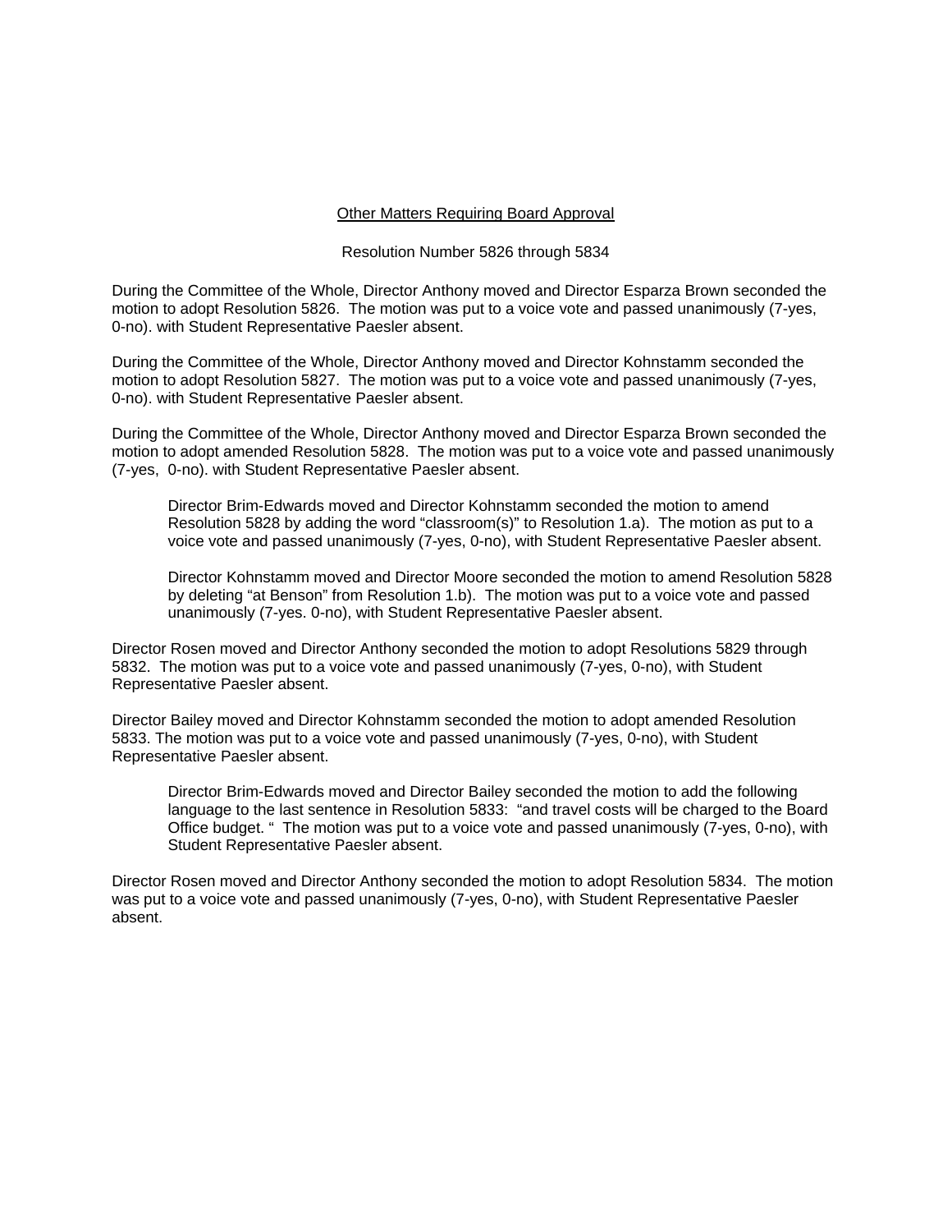<u>Other Matters Requiring Board Approval</u>

Resolution Number 5826 through 5834

During the Committee of the Whole, Director Anthony moved and Director Esparza Brown seconded the motion to adopt Resolution 5826. The motion was put to a voice vote and passed unanimously (7-yes, 0-no). with Student Representative Paesler absent.

During the Committee of the Whole, Director Anthony moved and Director Kohnstamm seconded the motion to adopt Resolution 5827. The motion was put to a voice vote and passed unanimously (7-yes, 0-no). with Student Representative Paesler absent.

During the Committee of the Whole, Director Anthony moved and Director Esparza Brown seconded the motion to adopt amended Resolution 5828. The motion was put to a voice vote and passed unanimously (7-yes, 0-no). with Student Representative Paesler absent.

> Director Brim-Edwards moved and Director Kohnstamm seconded the motion to amend Resolution 5828 by adding the word "classroom(s)" to Resolution 1.a). The motion as put to a voice vote and passed unanimously (7-yes, 0-no), with Student Representative Paesler absent.
>
> Director Kohnstamm moved and Director Moore seconded the motion to amend Resolution 5828 by deleting "at Benson" from Resolution 1.b). The motion was put to a voice vote and passed unanimously (7-yes. 0-no), with Student Representative Paesler absent.

Director Rosen moved and Director Anthony seconded the motion to adopt Resolutions 5829 through 5832. The motion was put to a voice vote and passed unanimously (7-yes, 0-no), with Student Representative Paesler absent.

Director Bailey moved and Director Kohnstamm seconded the motion to adopt amended Resolution 5833. The motion was put to a voice vote and passed unanimously (7-yes, 0-no), with Student Representative Paesler absent.

> Director Brim-Edwards moved and Director Bailey seconded the motion to add the following language to the last sentence in Resolution 5833: "and travel costs will be charged to the Board Office budget. " The motion was put to a voice vote and passed unanimously (7-yes, 0-no), with Student Representative Paesler absent.

Director Rosen moved and Director Anthony seconded the motion to adopt Resolution 5834. The motion was put to a voice vote and passed unanimously (7-yes, 0-no), with Student Representative Paesler absent.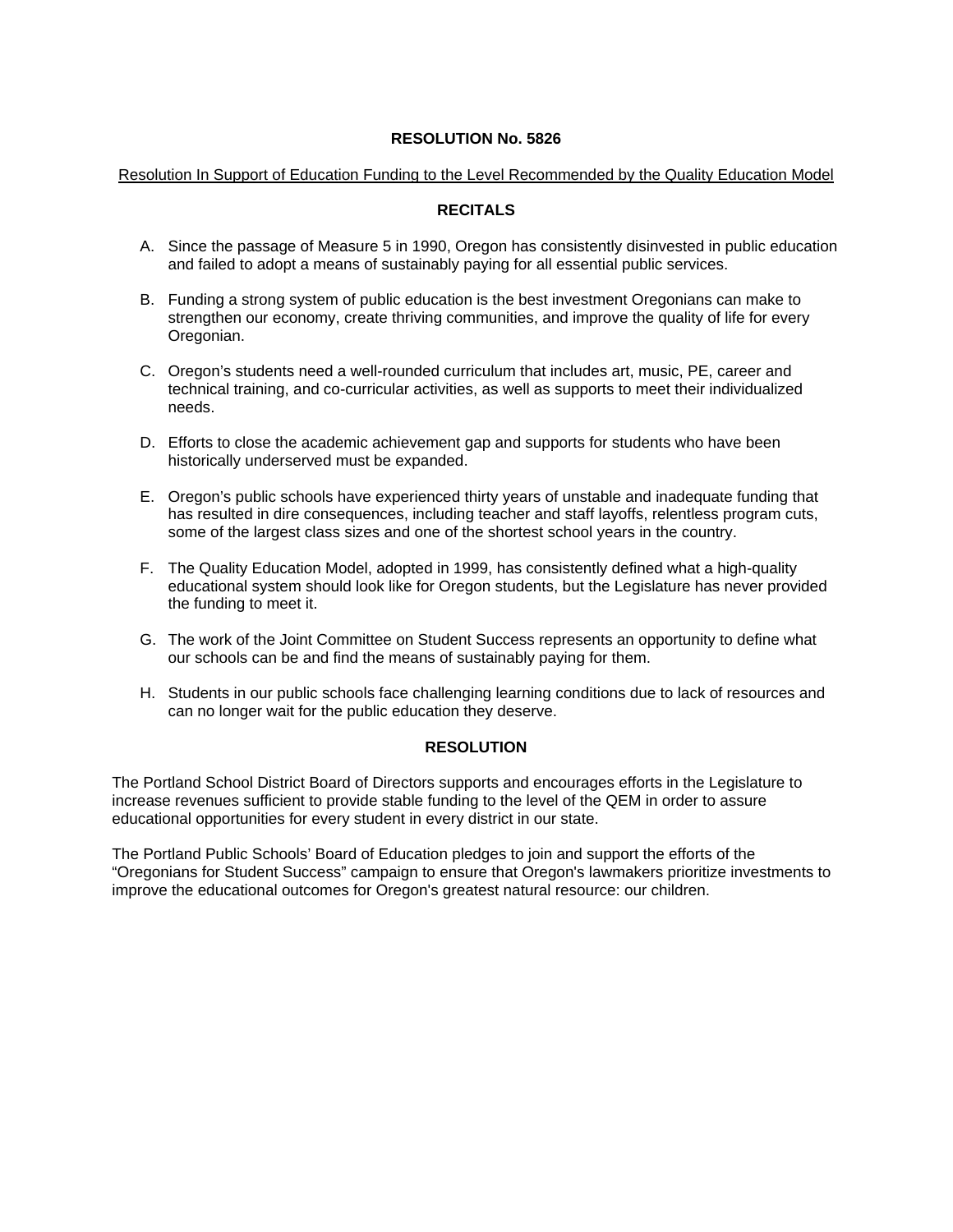# RESOLUTION No. 5826

Resolution In Support of Education Funding to the Level Recommended by the Quality Education Model

## RECITALS

A. Since the passage of Measure 5 in 1990, Oregon has consistently disinvested in public education and failed to adopt a means of sustainably paying for all essential public services.

B. Funding a strong system of public education is the best investment Oregonians can make to strengthen our economy, create thriving communities, and improve the quality of life for every Oregonian.

C. Oregon's students need a well-rounded curriculum that includes art, music, PE, career and technical training, and co-curricular activities, as well as supports to meet their individualized needs.

D. Efforts to close the academic achievement gap and supports for students who have been historically underserved must be expanded.

E. Oregon's public schools have experienced thirty years of unstable and inadequate funding that has resulted in dire consequences, including teacher and staff layoffs, relentless program cuts, some of the largest class sizes and one of the shortest school years in the country.

F. The Quality Education Model, adopted in 1999, has consistently defined what a high-quality educational system should look like for Oregon students, but the Legislature has never provided the funding to meet it.

G. The work of the Joint Committee on Student Success represents an opportunity to define what our schools can be and find the means of sustainably paying for them.

H. Students in our public schools face challenging learning conditions due to lack of resources and can no longer wait for the public education they deserve.

## RESOLUTION

The Portland School District Board of Directors supports and encourages efforts in the Legislature to increase revenues sufficient to provide stable funding to the level of the QEM in order to assure educational opportunities for every student in every district in our state.

The Portland Public Schools' Board of Education pledges to join and support the efforts of the "Oregonians for Student Success" campaign to ensure that Oregon's lawmakers prioritize investments to improve the educational outcomes for Oregon's greatest natural resource: our children.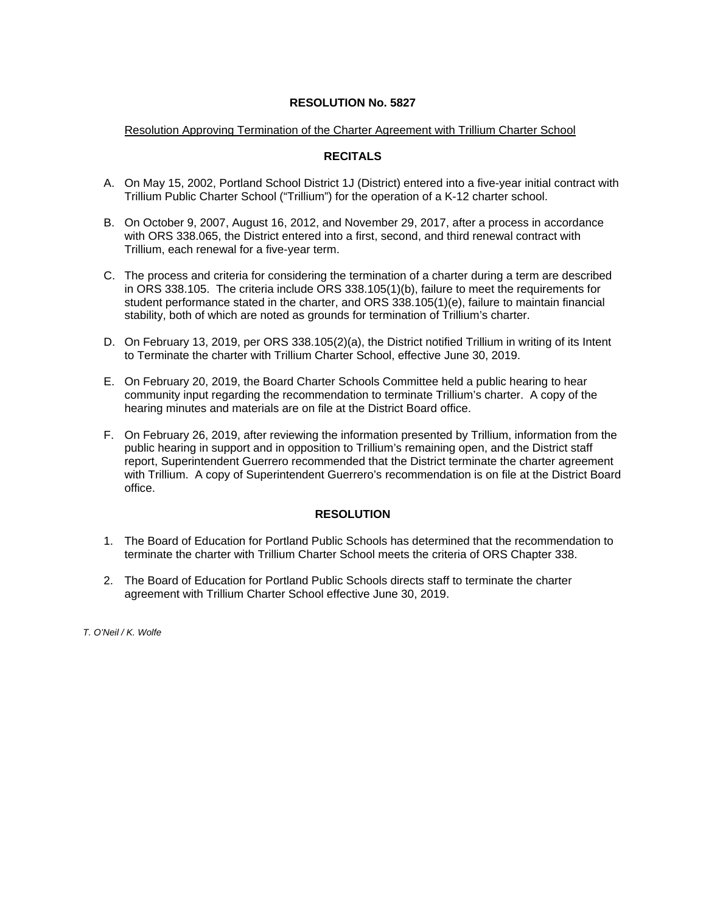# RESOLUTION No. 5827

Resolution Approving Termination of the Charter Agreement with Trillium Charter School

## RECITALS

A. On May 15, 2002, Portland School District 1J (District) entered into a five-year initial contract with Trillium Public Charter School ("Trillium") for the operation of a K-12 charter school.

B. On October 9, 2007, August 16, 2012, and November 29, 2017, after a process in accordance with ORS 338.065, the District entered into a first, second, and third renewal contract with Trillium, each renewal for a five-year term.

C. The process and criteria for considering the termination of a charter during a term are described in ORS 338.105. The criteria include ORS 338.105(1)(b), failure to meet the requirements for student performance stated in the charter, and ORS 338.105(1)(e), failure to maintain financial stability, both of which are noted as grounds for termination of Trillium's charter.

D. On February 13, 2019, per ORS 338.105(2)(a), the District notified Trillium in writing of its Intent to Terminate the charter with Trillium Charter School, effective June 30, 2019.

E. On February 20, 2019, the Board Charter Schools Committee held a public hearing to hear community input regarding the recommendation to terminate Trillium's charter. A copy of the hearing minutes and materials are on file at the District Board office.

F. On February 26, 2019, after reviewing the information presented by Trillium, information from the public hearing in support and in opposition to Trillium's remaining open, and the District staff report, Superintendent Guerrero recommended that the District terminate the charter agreement with Trillium. A copy of Superintendent Guerrero's recommendation is on file at the District Board office.

## RESOLUTION

1. The Board of Education for Portland Public Schools has determined that the recommendation to terminate the charter with Trillium Charter School meets the criteria of ORS Chapter 338.

2. The Board of Education for Portland Public Schools directs staff to terminate the charter agreement with Trillium Charter School effective June 30, 2019.

*T. O'Neil / K. Wolfe*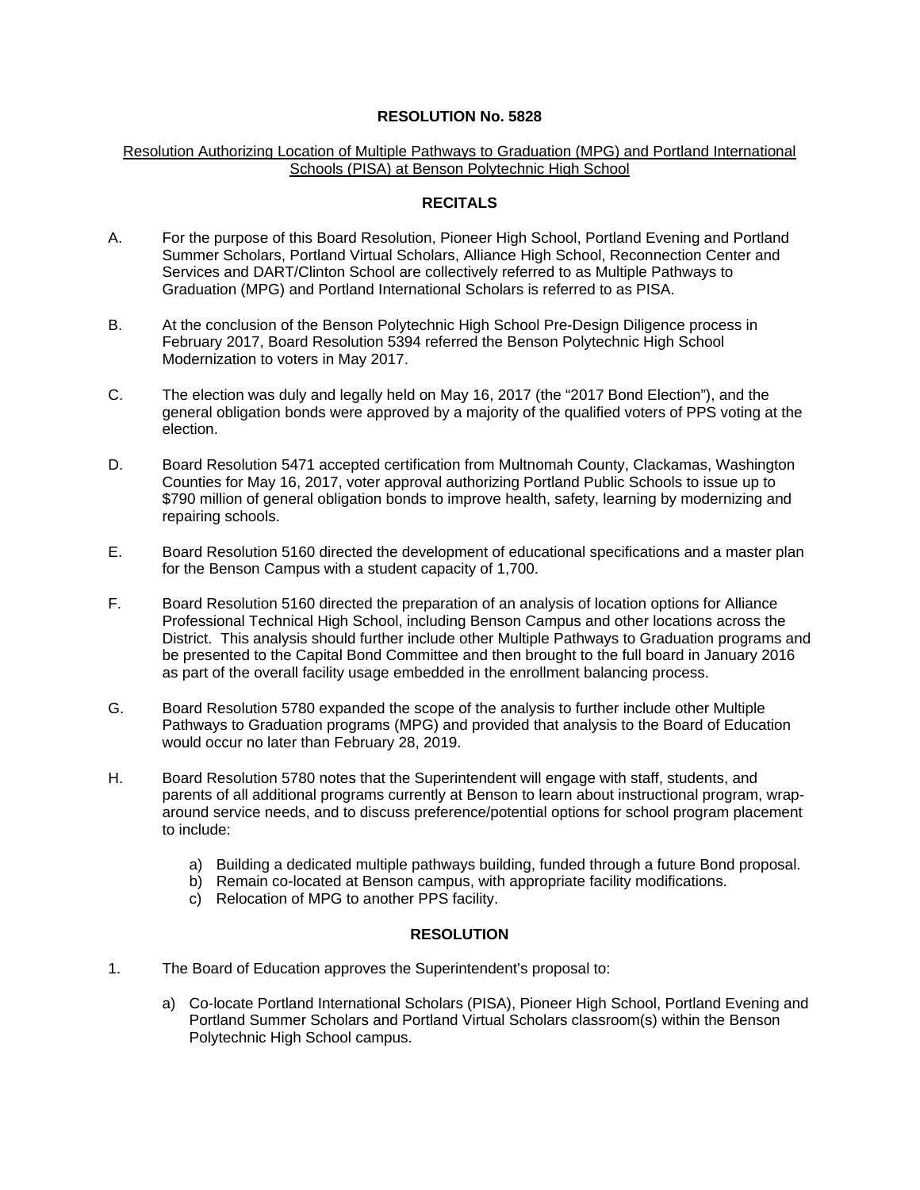**RESOLUTION No. 5828**

Resolution Authorizing Location of Multiple Pathways to Graduation (MPG) and Portland International Schools (PISA) at Benson Polytechnic High School

**RECITALS**

A. For the purpose of this Board Resolution, Pioneer High School, Portland Evening and Portland Summer Scholars, Portland Virtual Scholars, Alliance High School, Reconnection Center and Services and DART/Clinton School are collectively referred to as Multiple Pathways to Graduation (MPG) and Portland International Scholars is referred to as PISA.

B. At the conclusion of the Benson Polytechnic High School Pre-Design Diligence process in February 2017, Board Resolution 5394 referred the Benson Polytechnic High School Modernization to voters in May 2017.

C. The election was duly and legally held on May 16, 2017 (the "2017 Bond Election"), and the general obligation bonds were approved by a majority of the qualified voters of PPS voting at the election.

D. Board Resolution 5471 accepted certification from Multnomah County, Clackamas, Washington Counties for May 16, 2017, voter approval authorizing Portland Public Schools to issue up to $790 million of general obligation bonds to improve health, safety, learning by modernizing and repairing schools.

E. Board Resolution 5160 directed the development of educational specifications and a master plan for the Benson Campus with a student capacity of 1,700.

F. Board Resolution 5160 directed the preparation of an analysis of location options for Alliance Professional Technical High School, including Benson Campus and other locations across the District. This analysis should further include other Multiple Pathways to Graduation programs and be presented to the Capital Bond Committee and then brought to the full board in January 2016 as part of the overall facility usage embedded in the enrollment balancing process.

G. Board Resolution 5780 expanded the scope of the analysis to further include other Multiple Pathways to Graduation programs (MPG) and provided that analysis to the Board of Education would occur no later than February 28, 2019.

H. Board Resolution 5780 notes that the Superintendent will engage with staff, students, and parents of all additional programs currently at Benson to learn about instructional program, wrap-around service needs, and to discuss preference/potential options for school program placement to include:

   a) Building a dedicated multiple pathways building, funded through a future Bond proposal.
   b) Remain co-located at Benson campus, with appropriate facility modifications.
   c) Relocation of MPG to another PPS facility.

**RESOLUTION**

1. The Board of Education approves the Superintendent's proposal to:

   a) Co-locate Portland International Scholars (PISA), Pioneer High School, Portland Evening and Portland Summer Scholars and Portland Virtual Scholars classroom(s) within the Benson Polytechnic High School campus.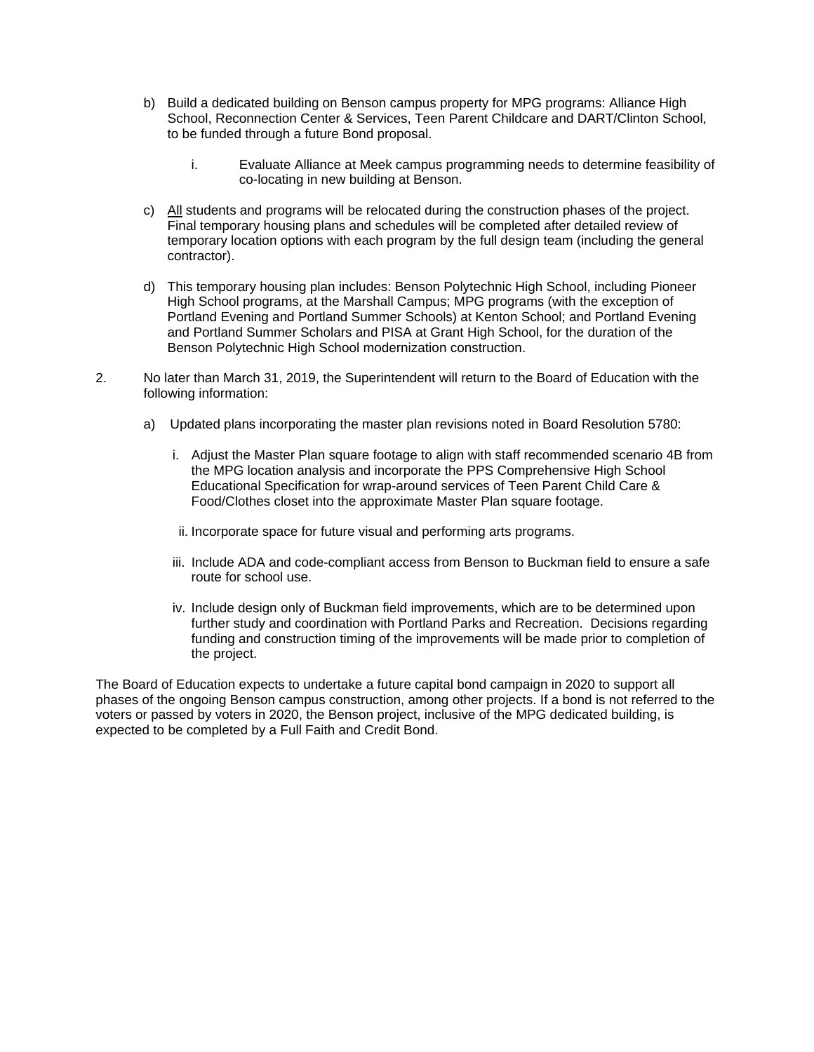b) Build a dedicated building on Benson campus property for MPG programs: Alliance High School, Reconnection Center & Services, Teen Parent Childcare and DART/Clinton School, to be funded through a future Bond proposal.

    i. Evaluate Alliance at Meek campus programming needs to determine feasibility of co-locating in new building at Benson.

c) All students and programs will be relocated during the construction phases of the project. Final temporary housing plans and schedules will be completed after detailed review of temporary location options with each program by the full design team (including the general contractor).

d) This temporary housing plan includes: Benson Polytechnic High School, including Pioneer High School programs, at the Marshall Campus; MPG programs (with the exception of Portland Evening and Portland Summer Schools) at Kenton School; and Portland Evening and Portland Summer Scholars and PISA at Grant High School, for the duration of the Benson Polytechnic High School modernization construction.

2. No later than March 31, 2019, the Superintendent will return to the Board of Education with the following information:

    a) Updated plans incorporating the master plan revisions noted in Board Resolution 5780:

        i. Adjust the Master Plan square footage to align with staff recommended scenario 4B from the MPG location analysis and incorporate the PPS Comprehensive High School Educational Specification for wrap-around services of Teen Parent Child Care & Food/Clothes closet into the approximate Master Plan square footage.

        ii. Incorporate space for future visual and performing arts programs.

        iii. Include ADA and code-compliant access from Benson to Buckman field to ensure a safe route for school use.

        iv. Include design only of Buckman field improvements, which are to be determined upon further study and coordination with Portland Parks and Recreation. Decisions regarding funding and construction timing of the improvements will be made prior to completion of the project.

The Board of Education expects to undertake a future capital bond campaign in 2020 to support all phases of the ongoing Benson campus construction, among other projects. If a bond is not referred to the voters or passed by voters in 2020, the Benson project, inclusive of the MPG dedicated building, is expected to be completed by a Full Faith and Credit Bond.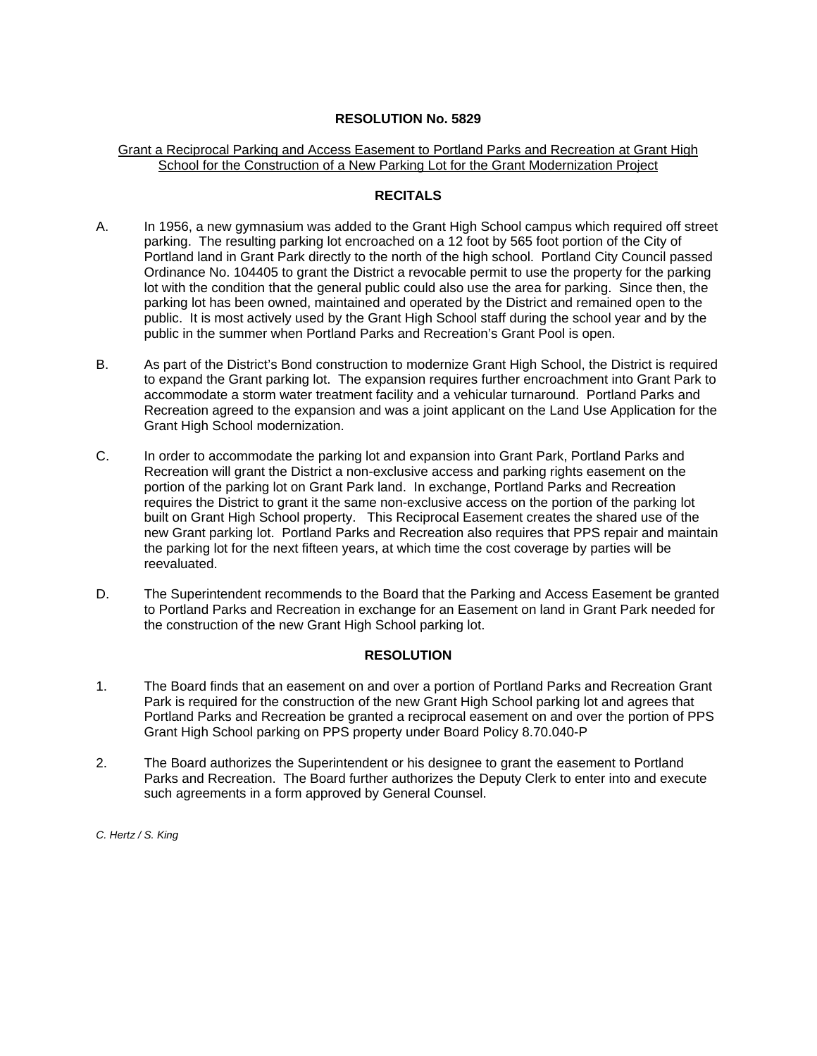**RESOLUTION No. 5829**

Grant a Reciprocal Parking and Access Easement to Portland Parks and Recreation at Grant High School for the Construction of a New Parking Lot for the Grant Modernization Project

**RECITALS**

A. In 1956, a new gymnasium was added to the Grant High School campus which required off street parking. The resulting parking lot encroached on a 12 foot by 565 foot portion of the City of Portland land in Grant Park directly to the north of the high school. Portland City Council passed Ordinance No. 104405 to grant the District a revocable permit to use the property for the parking lot with the condition that the general public could also use the area for parking. Since then, the parking lot has been owned, maintained and operated by the District and remained open to the public. It is most actively used by the Grant High School staff during the school year and by the public in the summer when Portland Parks and Recreation's Grant Pool is open.

B. As part of the District's Bond construction to modernize Grant High School, the District is required to expand the Grant parking lot. The expansion requires further encroachment into Grant Park to accommodate a storm water treatment facility and a vehicular turnaround. Portland Parks and Recreation agreed to the expansion and was a joint applicant on the Land Use Application for the Grant High School modernization.

C. In order to accommodate the parking lot and expansion into Grant Park, Portland Parks and Recreation will grant the District a non-exclusive access and parking rights easement on the portion of the parking lot on Grant Park land. In exchange, Portland Parks and Recreation requires the District to grant it the same non-exclusive access on the portion of the parking lot built on Grant High School property. This Reciprocal Easement creates the shared use of the new Grant parking lot. Portland Parks and Recreation also requires that PPS repair and maintain the parking lot for the next fifteen years, at which time the cost coverage by parties will be reevaluated.

D. The Superintendent recommends to the Board that the Parking and Access Easement be granted to Portland Parks and Recreation in exchange for an Easement on land in Grant Park needed for the construction of the new Grant High School parking lot.

**RESOLUTION**

1. The Board finds that an easement on and over a portion of Portland Parks and Recreation Grant Park is required for the construction of the new Grant High School parking lot and agrees that Portland Parks and Recreation be granted a reciprocal easement on and over the portion of PPS Grant High School parking on PPS property under Board Policy 8.70.040-P

2. The Board authorizes the Superintendent or his designee to grant the easement to Portland Parks and Recreation. The Board further authorizes the Deputy Clerk to enter into and execute such agreements in a form approved by General Counsel.

*C. Hertz / S. King*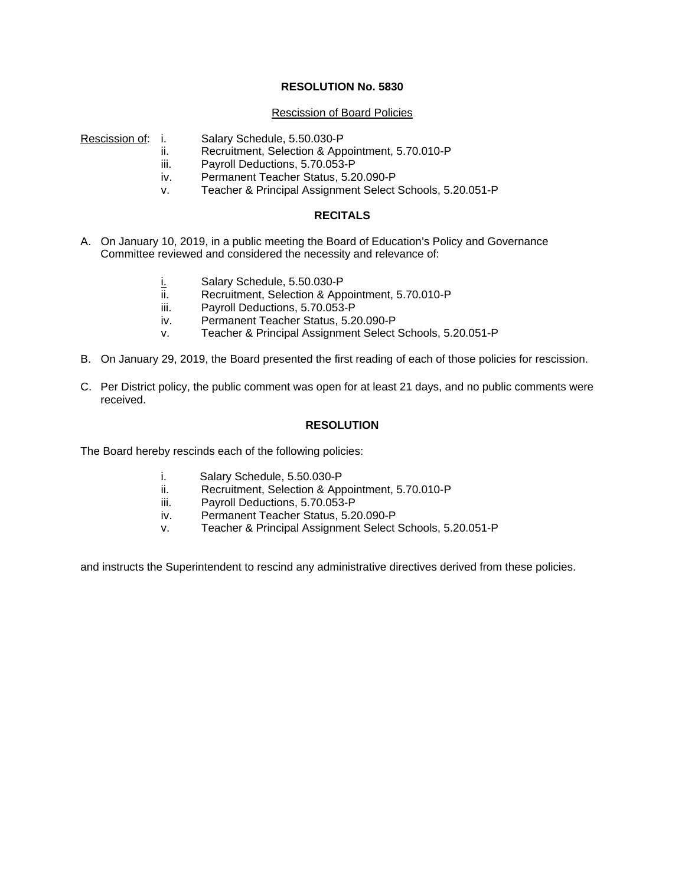**RESOLUTION No. 5830**

Rescission of Board Policies

Rescission of:

i. Salary Schedule, 5.50.030-P
ii. Recruitment, Selection & Appointment, 5.70.010-P
iii. Payroll Deductions, 5.70.053-P
iv. Permanent Teacher Status, 5.20.090-P
v. Teacher & Principal Assignment Select Schools, 5.20.051-P

**RECITALS**

A. On January 10, 2019, in a public meeting the Board of Education's Policy and Governance Committee reviewed and considered the necessity and relevance of:

i. Salary Schedule, 5.50.030-P
ii. Recruitment, Selection & Appointment, 5.70.010-P
iii. Payroll Deductions, 5.70.053-P
iv. Permanent Teacher Status, 5.20.090-P
v. Teacher & Principal Assignment Select Schools, 5.20.051-P

B. On January 29, 2019, the Board presented the first reading of each of those policies for rescission.

C. Per District policy, the public comment was open for at least 21 days, and no public comments were received.

**RESOLUTION**

The Board hereby rescinds each of the following policies:

i. Salary Schedule, 5.50.030-P
ii. Recruitment, Selection & Appointment, 5.70.010-P
iii. Payroll Deductions, 5.70.053-P
iv. Permanent Teacher Status, 5.20.090-P
v. Teacher & Principal Assignment Select Schools, 5.20.051-P

and instructs the Superintendent to rescind any administrative directives derived from these policies.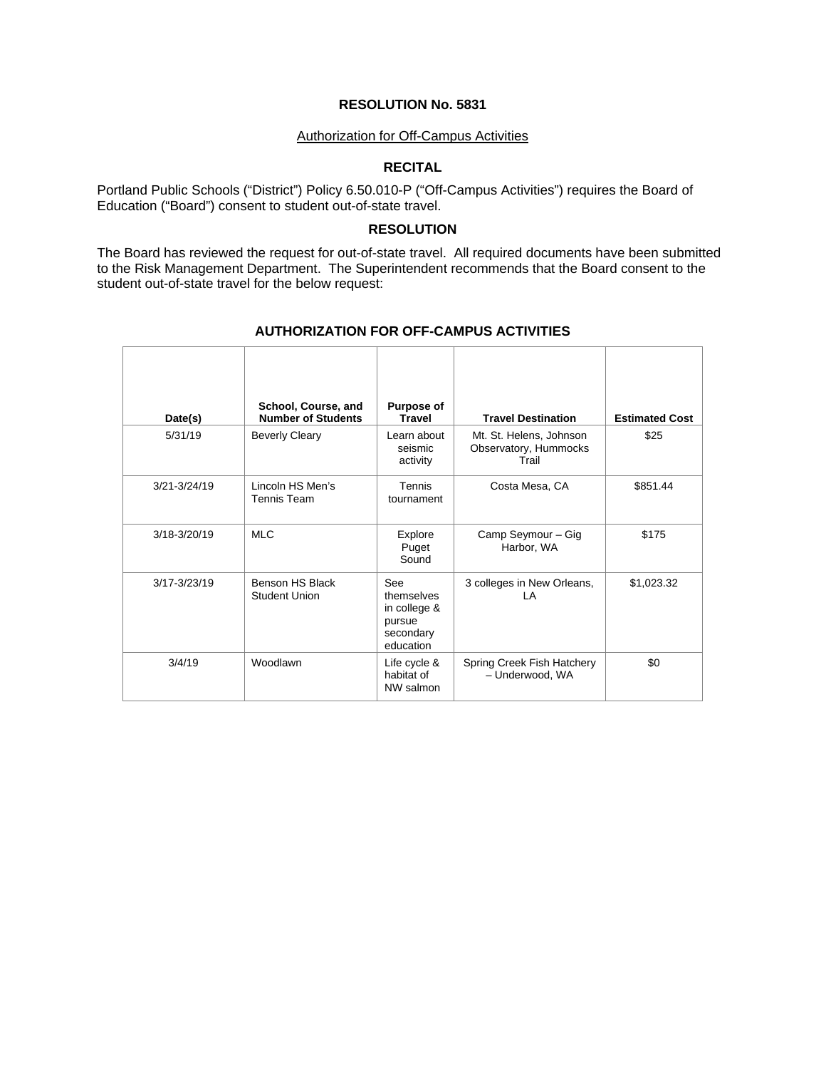**RESOLUTION No. 5831**

Authorization for Off-Campus Activities

**RECITAL**

Portland Public Schools ("District") Policy 6.50.010-P ("Off-Campus Activities") requires the Board of Education ("Board") consent to student out-of-state travel.

**RESOLUTION**

The Board has reviewed the request for out-of-state travel. All required documents have been submitted to the Risk Management Department. The Superintendent recommends that the Board consent to the student out-of-state travel for the below request:

**AUTHORIZATION FOR OFF-CAMPUS ACTIVITIES**

| Date(s) | School, Course, and Number of Students | Purpose of Travel | Travel Destination | Estimated Cost |
|---|---|---|---|---|
| 5/31/19 | Beverly Cleary | Learn about seismic activity | Mt. St. Helens, Johnson Observatory, Hummocks Trail | $25 |
| 3/21-3/24/19 | Lincoln HS Men's Tennis Team | Tennis tournament | Costa Mesa, CA | $851.44 |
| 3/18-3/20/19 | MLC | Explore Puget Sound | Camp Seymour – Gig Harbor, WA | $175 |
| 3/17-3/23/19 | Benson HS Black Student Union | See themselves in college & pursue secondary education | 3 colleges in New Orleans, LA | $1,023.32 |
| 3/4/19 | Woodlawn | Life cycle & habitat of NW salmon | Spring Creek Fish Hatchery – Underwood, WA | $0 |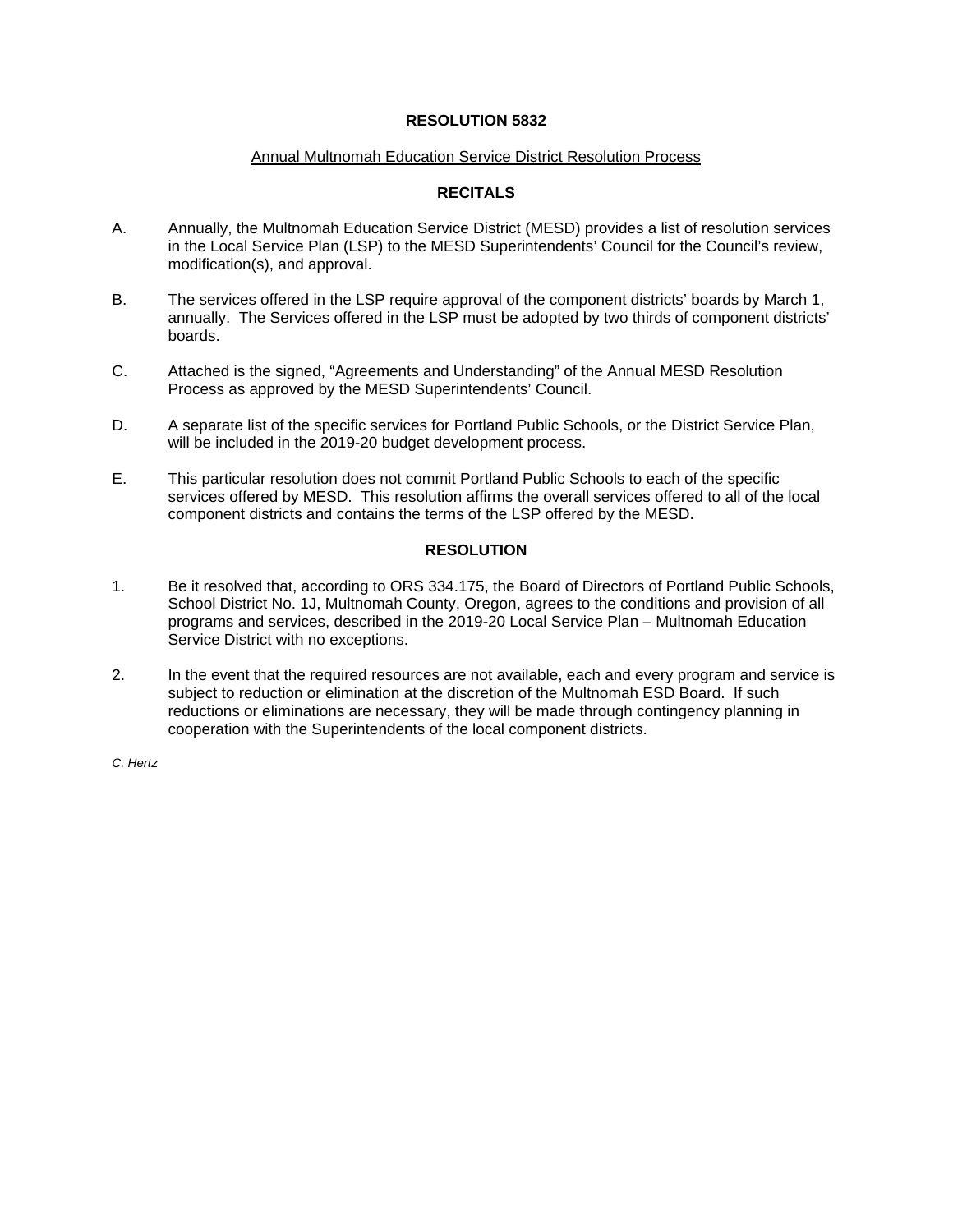# RESOLUTION 5832

Annual Multnomah Education Service District Resolution Process

## RECITALS

A. Annually, the Multnomah Education Service District (MESD) provides a list of resolution services in the Local Service Plan (LSP) to the MESD Superintendents' Council for the Council's review, modification(s), and approval.

B. The services offered in the LSP require approval of the component districts' boards by March 1, annually. The Services offered in the LSP must be adopted by two thirds of component districts' boards.

C. Attached is the signed, "Agreements and Understanding" of the Annual MESD Resolution Process as approved by the MESD Superintendents' Council.

D. A separate list of the specific services for Portland Public Schools, or the District Service Plan, will be included in the 2019-20 budget development process.

E. This particular resolution does not commit Portland Public Schools to each of the specific services offered by MESD. This resolution affirms the overall services offered to all of the local component districts and contains the terms of the LSP offered by the MESD.

## RESOLUTION

1. Be it resolved that, according to ORS 334.175, the Board of Directors of Portland Public Schools, School District No. 1J, Multnomah County, Oregon, agrees to the conditions and provision of all programs and services, described in the 2019-20 Local Service Plan – Multnomah Education Service District with no exceptions.

2. In the event that the required resources are not available, each and every program and service is subject to reduction or elimination at the discretion of the Multnomah ESD Board. If such reductions or eliminations are necessary, they will be made through contingency planning in cooperation with the Superintendents of the local component districts.

*C. Hertz*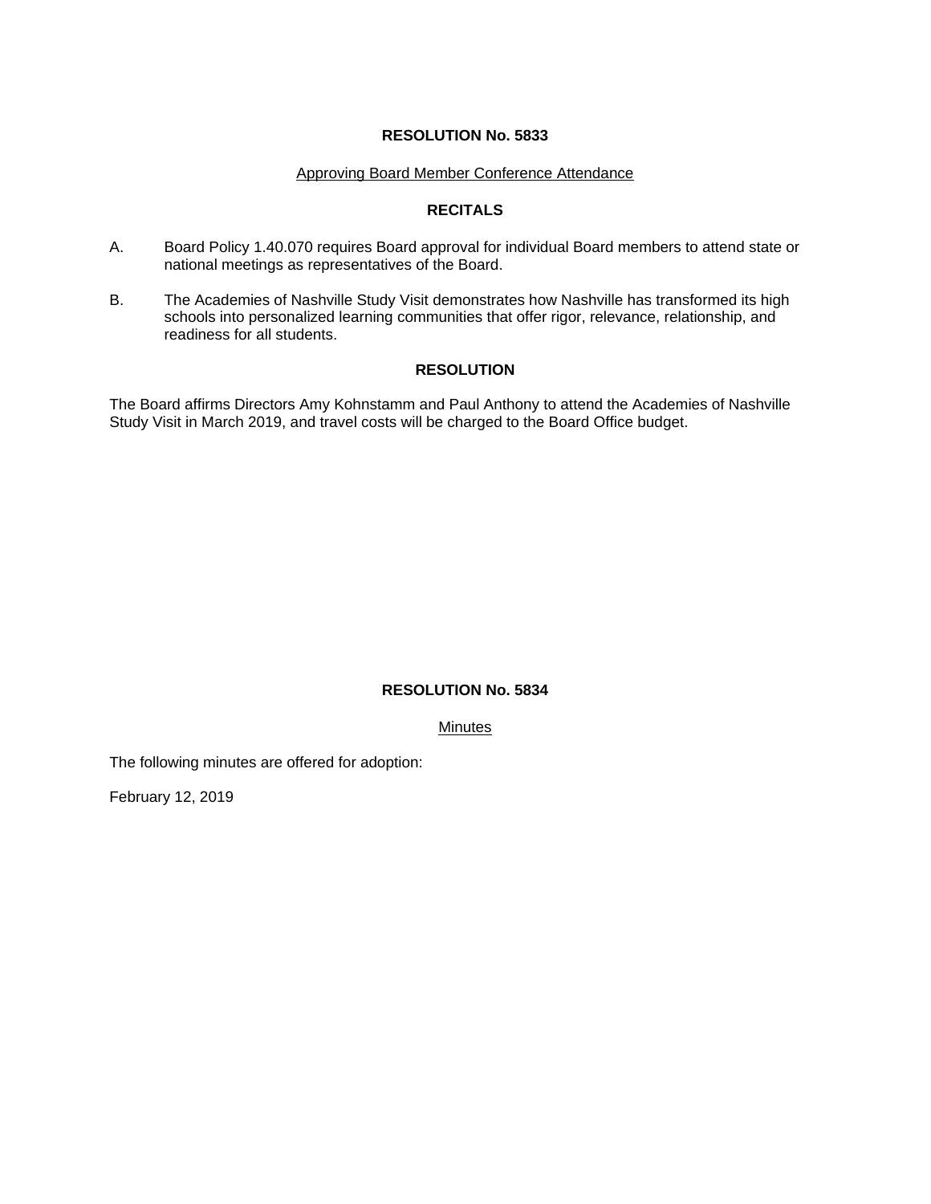**RESOLUTION No. 5833**

Approving Board Member Conference Attendance

**RECITALS**

A. Board Policy 1.40.070 requires Board approval for individual Board members to attend state or national meetings as representatives of the Board.

B. The Academies of Nashville Study Visit demonstrates how Nashville has transformed its high schools into personalized learning communities that offer rigor, relevance, relationship, and readiness for all students.

**RESOLUTION**

The Board affirms Directors Amy Kohnstamm and Paul Anthony to attend the Academies of Nashville Study Visit in March 2019, and travel costs will be charged to the Board Office budget.

**RESOLUTION No. 5834**

Minutes

The following minutes are offered for adoption:

February 12, 2019